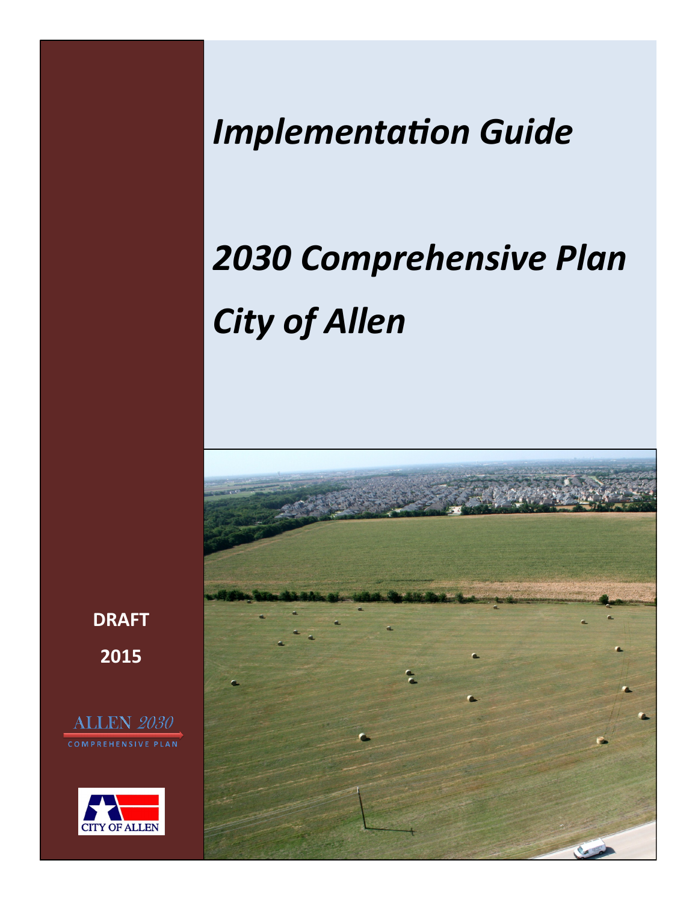# *Implementation Guide*

# *2030 Comprehensive Plan*

# *City of Allen*

**DRAFT**

**2015**

ALLEN 2030

COMPREHENSIVE PLAN

CITY OF ALLEN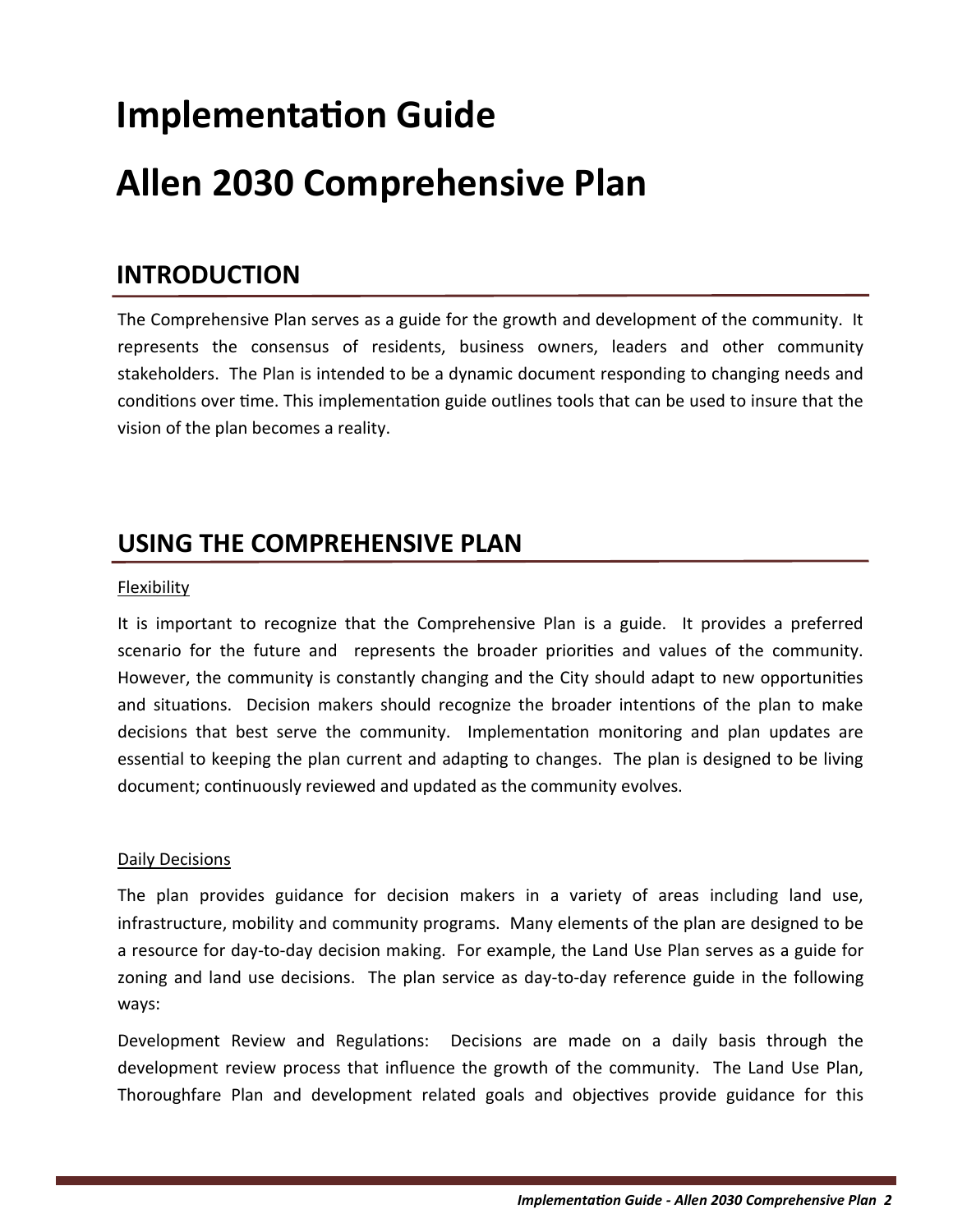# Implementation Guide

# Allen 2030 Comprehensive Plan

## INTRODUCTION

The Comprehensive Plan serves as a guide for the growth and development of the community. It represents the consensus of residents, business owners, leaders and other community stakeholders. The Plan is intended to be a dynamic document responding to changing needs and conditions over time. This implementation guide outlines tools that can be used to insure that the vision of the plan becomes a reality.

## USING THE COMPREHENSIVE PLAN

Flexibility

It is important to recognize that the Comprehensive Plan is a guide. It provides a preferred scenario for the future and represents the broader priorities and values of the community. However, the community is constantly changing and the City should adapt to new opportunities and situations. Decision makers should recognize the broader intentions of the plan to make decisions that best serve the community. Implementation monitoring and plan updates are essential to keeping the plan current and adapting to changes. The plan is designed to be living document; continuously reviewed and updated as the community evolves.

Daily Decisions

The plan provides guidance for decision makers in a variety of areas including land use, infrastructure, mobility and community programs. Many elements of the plan are designed to be a resource for day-to-day decision making. For example, the Land Use Plan serves as a guide for zoning and land use decisions. The plan service as day-to-day reference guide in the following ways:

Development Review and Regulations: Decisions are made on a daily basis through the development review process that influence the growth of the community. The Land Use Plan, Thoroughfare Plan and development related goals and objectives provide guidance for this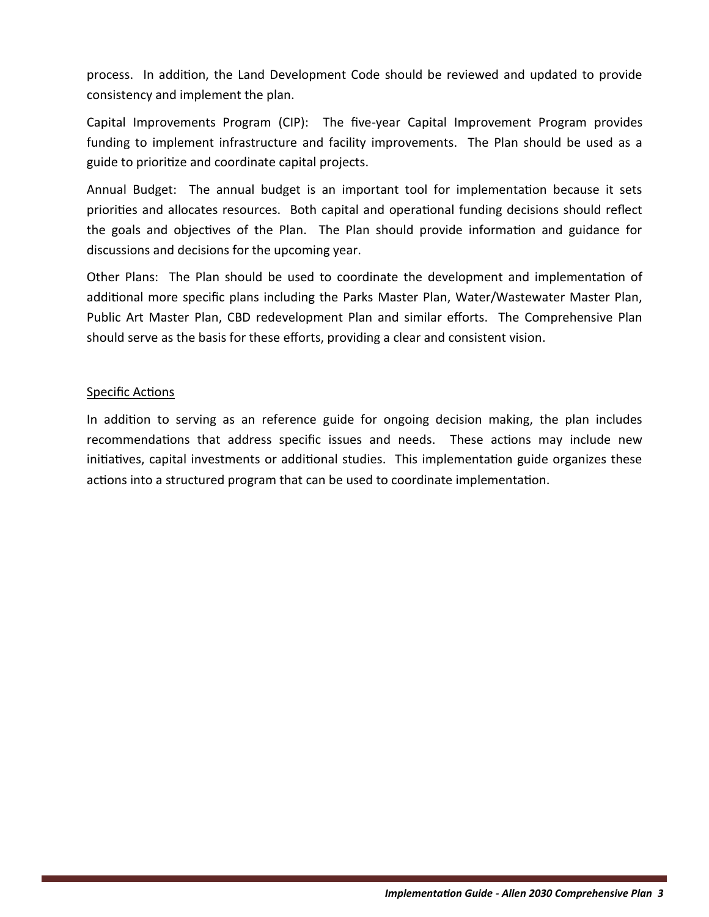process. In addition, the Land Development Code should be reviewed and updated to provide consistency and implement the plan.

Capital Improvements Program (CIP): The five-year Capital Improvement Program provides funding to implement infrastructure and facility improvements. The Plan should be used as a guide to prioritize and coordinate capital projects.

Annual Budget: The annual budget is an important tool for implementation because it sets priorities and allocates resources. Both capital and operational funding decisions should reflect the goals and objectives of the Plan. The Plan should provide information and guidance for discussions and decisions for the upcoming year.

Other Plans: The Plan should be used to coordinate the development and implementation of additional more specific plans including the Parks Master Plan, Water/Wastewater Master Plan, Public Art Master Plan, CBD redevelopment Plan and similar efforts. The Comprehensive Plan should serve as the basis for these efforts, providing a clear and consistent vision.

<u>Specific Actions</u>

In addition to serving as an reference guide for ongoing decision making, the plan includes recommendations that address specific issues and needs. These actions may include new initiatives, capital investments or additional studies. This implementation guide organizes these actions into a structured program that can be used to coordinate implementation.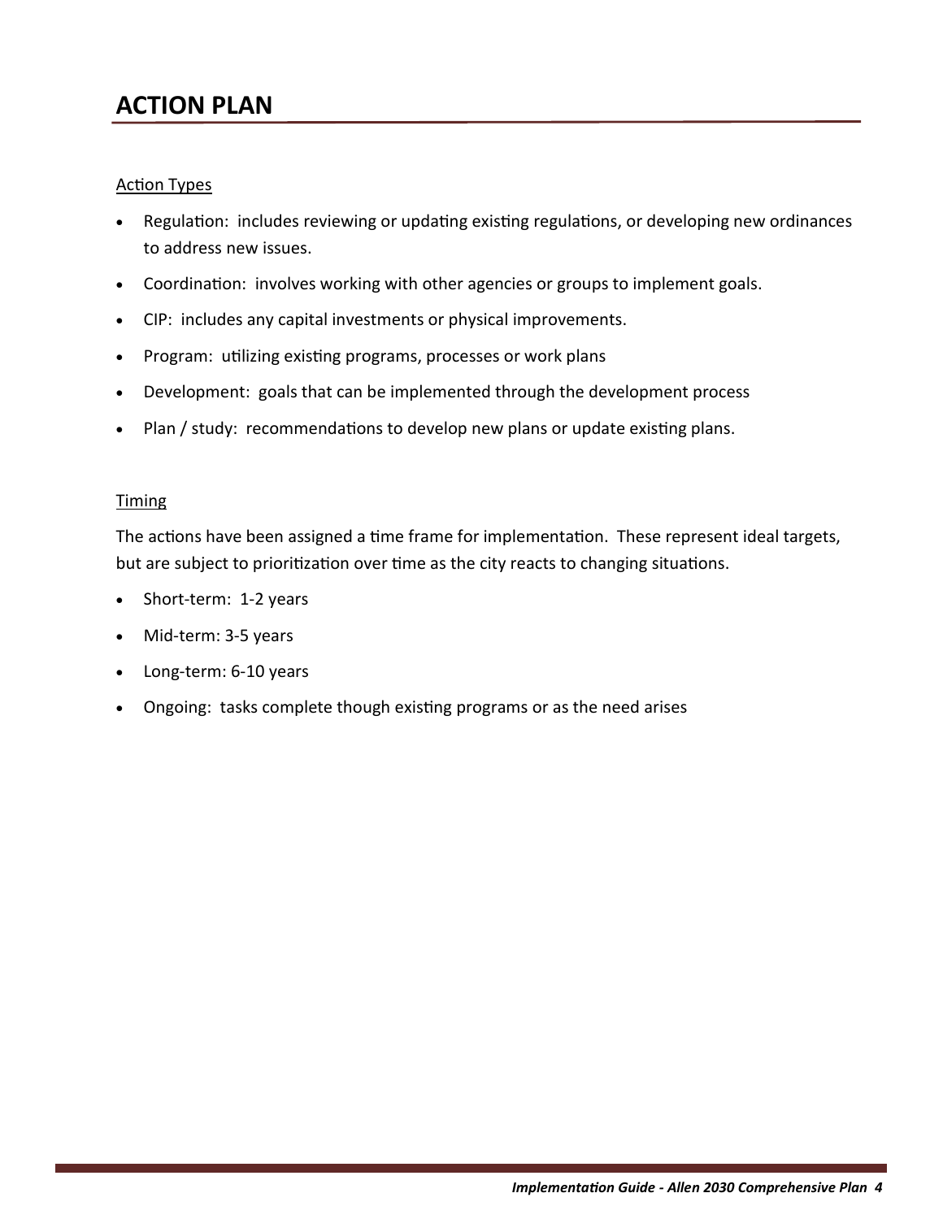# ACTION PLAN

<u>Action Types</u>

- Regulation:  includes reviewing or updating existing regulations, or developing new ordinances to address new issues.
- Coordination:  involves working with other agencies or groups to implement goals.
- CIP:  includes any capital investments or physical improvements.
- Program:  utilizing existing programs, processes or work plans
- Development:  goals that can be implemented through the development process
- Plan / study:  recommendations to develop new plans or update existing plans.

<u>Timing</u>

The actions have been assigned a time frame for implementation.  These represent ideal targets, but are subject to prioritization over time as the city reacts to changing situations.

- Short-term:  1-2 years
- Mid-term: 3-5 years
- Long-term: 6-10 years
- Ongoing:  tasks complete though existing programs or as the need arises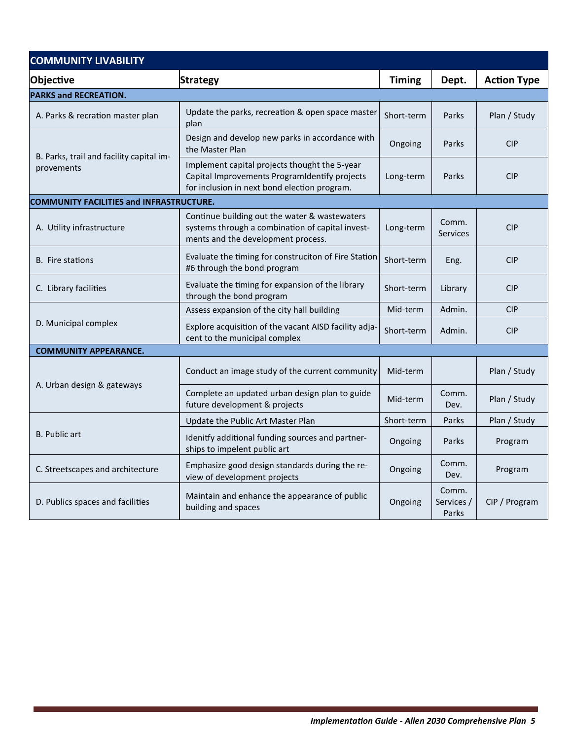| COMMUNITY LIVABILITY | | | | |
|---|---|---|---|---|
| **Objective** | **Strategy** | **Timing** | **Dept.** | **Action Type** |
| **PARKS and RECREATION.** | | | | |
| A. Parks & recration master plan | Update the parks, recreation & open space master plan | Short-term | Parks | Plan / Study |
| B. Parks, trail and facility capital improvements | Design and develop new parks in accordance with the Master Plan | Ongoing | Parks | CIP |
| | Implement capital projects thought the 5-year Capital Improvements ProgramIdentify projects for inclusion in next bond election program. | Long-term | Parks | CIP |
| **COMMUNITY FACILITIES and INFRASTRUCTURE.** | | | | |
| A. Utility infrastructure | Continue building out the water & wastewaters systems through a combination of capital investments and the development process. | Long-term | Comm. Services | CIP |
| B. Fire stations | Evaluate the timing for construciton of Fire Station #6 through the bond program | Short-term | Eng. | CIP |
| C. Library facilities | Evaluate the timing for expansion of the library through the bond program | Short-term | Library | CIP |
| D. Municipal complex | Assess expansion of the city hall building | Mid-term | Admin. | CIP |
| | Explore acquisition of the vacant AISD facility adjacent to the municipal complex | Short-term | Admin. | CIP |
| **COMMUNITY APPEARANCE.** | | | | |
| A. Urban design & gateways | Conduct an image study of the current community | Mid-term | | Plan / Study |
| | Complete an updated urban design plan to guide future development & projects | Mid-term | Comm. Dev. | Plan / Study |
| B. Public art | Update the Public Art Master Plan | Short-term | Parks | Plan / Study |
| | Idenitfy additional funding sources and partnerships to impelent public art | Ongoing | Parks | Program |
| C. Streetscapes and architecture | Emphasize good design standards during the review of development projects | Ongoing | Comm. Dev. | Program |
| D. Publics spaces and facilities | Maintain and enhance the appearance of public building and spaces | Ongoing | Comm. Services / Parks | CIP / Program |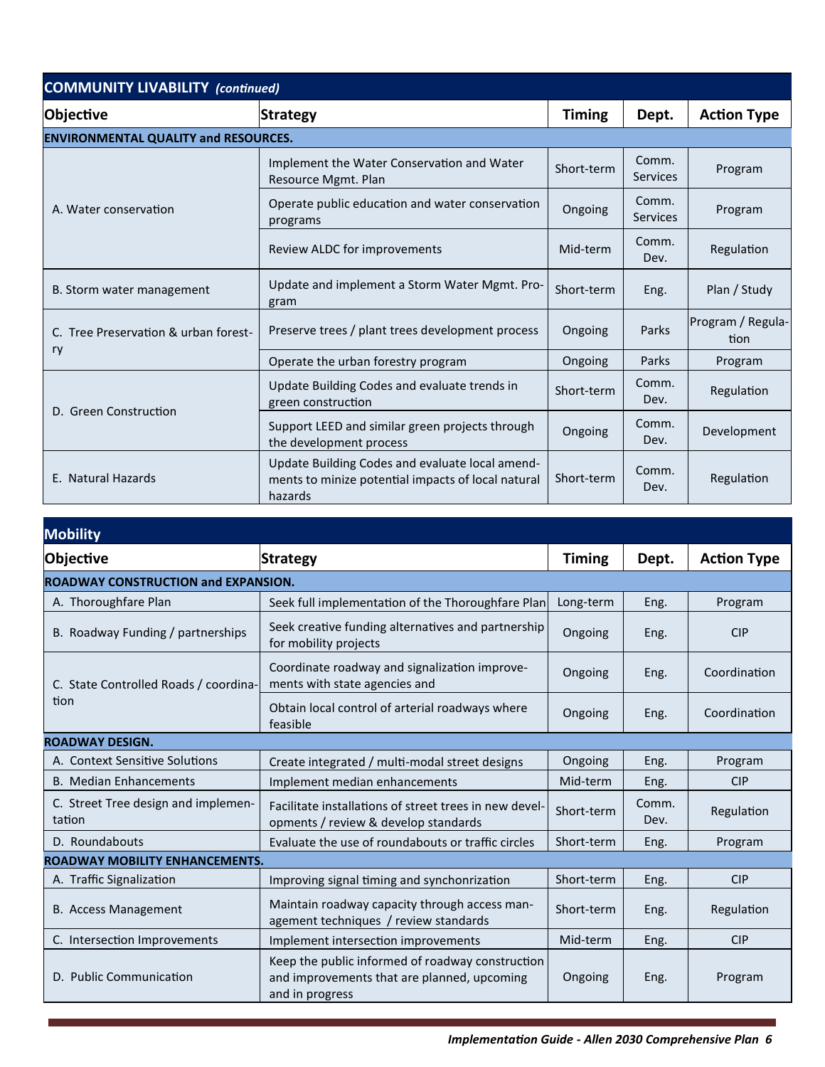## COMMUNITY LIVABILITY *(continued)*

| Objective | Strategy | Timing | Dept. | Action Type |
|---|---|---|---|---|
| **ENVIRONMENTAL QUALITY and RESOURCES.** | | | | |
| A. Water conservation | Implement the Water Conservation and Water Resource Mgmt. Plan | Short-term | Comm. Services | Program |
| | Operate public education and water conservation programs | Ongoing | Comm. Services | Program |
| | Review ALDC for improvements | Mid-term | Comm. Dev. | Regulation |
| B. Storm water management | Update and implement a Storm Water Mgmt. Program | Short-term | Eng. | Plan / Study |
| C. Tree Preservation & urban forestry | Preserve trees / plant trees development process | Ongoing | Parks | Program / Regulation |
| | Operate the urban forestry program | Ongoing | Parks | Program |
| D. Green Construction | Update Building Codes and evaluate trends in green construction | Short-term | Comm. Dev. | Regulation |
| | Support LEED and similar green projects through the development process | Ongoing | Comm. Dev. | Development |
| E. Natural Hazards | Update Building Codes and evaluate local amendments to minize potential impacts of local natural hazards | Short-term | Comm. Dev. | Regulation |

## Mobility

| Objective | Strategy | Timing | Dept. | Action Type |
|---|---|---|---|---|
| **ROADWAY CONSTRUCTION and EXPANSION.** | | | | |
| A. Thoroughfare Plan | Seek full implementation of the Thoroughfare Plan | Long-term | Eng. | Program |
| B. Roadway Funding / partnerships | Seek creative funding alternatives and partnership for mobility projects | Ongoing | Eng. | CIP |
| C. State Controlled Roads / coordination | Coordinate roadway and signalization improvements with state agencies and | Ongoing | Eng. | Coordination |
| | Obtain local control of arterial roadways where feasible | Ongoing | Eng. | Coordination |
| **ROADWAY DESIGN.** | | | | |
| A. Context Sensitive Solutions | Create integrated / multi-modal street designs | Ongoing | Eng. | Program |
| B. Median Enhancements | Implement median enhancements | Mid-term | Eng. | CIP |
| C. Street Tree design and implementation | Facilitate installations of street trees in new developments / review & develop standards | Short-term | Comm. Dev. | Regulation |
| D. Roundabouts | Evaluate the use of roundabouts or traffic circles | Short-term | Eng. | Program |
| **ROADWAY MOBILITY ENHANCEMENTS.** | | | | |
| A. Traffic Signalization | Improving signal timing and synchonrization | Short-term | Eng. | CIP |
| B. Access Management | Maintain roadway capacity through access management techniques / review standards | Short-term | Eng. | Regulation |
| C. Intersection Improvements | Implement intersection improvements | Mid-term | Eng. | CIP |
| D. Public Communication | Keep the public informed of roadway construction and improvements that are planned, upcoming and in progress | Ongoing | Eng. | Program |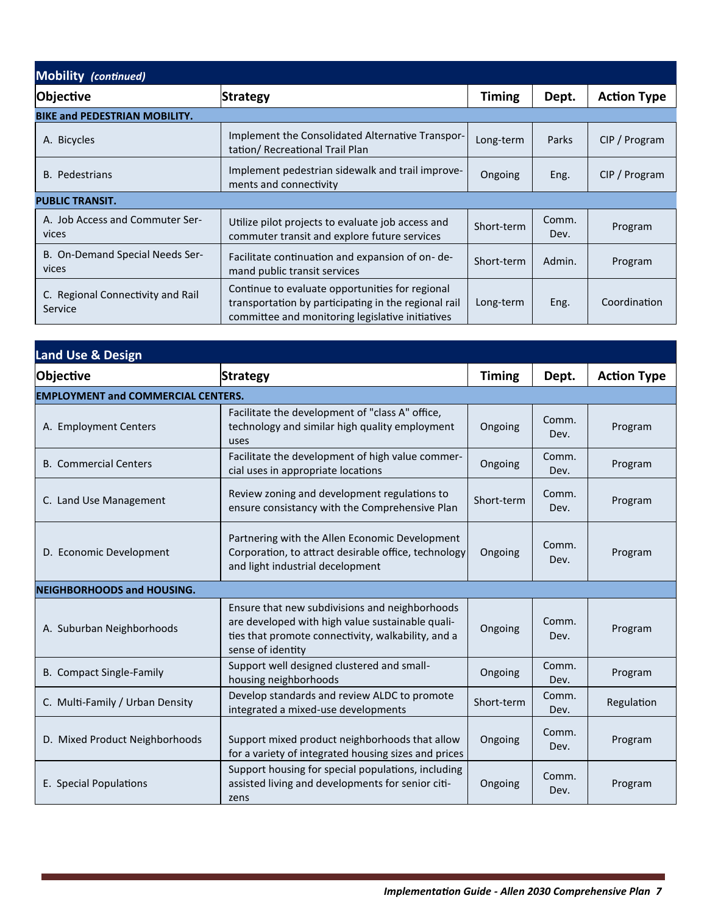## Mobility *(continued)*

| Objective | Strategy | Timing | Dept. | Action Type |
|---|---|---|---|---|
| **BIKE and PEDESTRIAN MOBILITY.** | | | | |
| A. Bicycles | Implement the Consolidated Alternative Transportation/ Recreational Trail Plan | Long-term | Parks | CIP / Program |
| B. Pedestrians | Implement pedestrian sidewalk and trail improvements and connectivity | Ongoing | Eng. | CIP / Program |
| **PUBLIC TRANSIT.** | | | | |
| A. Job Access and Commuter Services | Utilize pilot projects to evaluate job access and commuter transit and explore future services | Short-term | Comm. Dev. | Program |
| B. On-Demand Special Needs Services | Facilitate continuation and expansion of on- demand public transit services | Short-term | Admin. | Program |
| C. Regional Connectivity and Rail Service | Continue to evaluate opportunities for regional transportation by participating in the regional rail committee and monitoring legislative initiatives | Long-term | Eng. | Coordination |

## Land Use & Design

| Objective | Strategy | Timing | Dept. | Action Type |
|---|---|---|---|---|
| **EMPLOYMENT and COMMERCIAL CENTERS.** | | | | |
| A. Employment Centers | Facilitate the development of "class A" office, technology and similar high quality employment uses | Ongoing | Comm. Dev. | Program |
| B. Commercial Centers | Facilitate the development of high value commercial uses in appropriate locations | Ongoing | Comm. Dev. | Program |
| C. Land Use Management | Review zoning and development regulations to ensure consistancy with the Comprehensive Plan | Short-term | Comm. Dev. | Program |
| D. Economic Development | Partnering with the Allen Economic Development Corporation, to attract desirable office, technology and light industrial decelopment | Ongoing | Comm. Dev. | Program |
| **NEIGHBORHOODS and HOUSING.** | | | | |
| A. Suburban Neighborhoods | Ensure that new subdivisions and neighborhoods are developed with high value sustainable qualities that promote connectivity, walkability, and a sense of identity | Ongoing | Comm. Dev. | Program |
| B. Compact Single-Family | Support well designed clustered and small-housing neighborhoods | Ongoing | Comm. Dev. | Program |
| C. Multi-Family / Urban Density | Develop standards and review ALDC to promote integrated a mixed-use developments | Short-term | Comm. Dev. | Regulation |
| D. Mixed Product Neighborhoods | Support mixed product neighborhoods that allow for a variety of integrated housing sizes and prices | Ongoing | Comm. Dev. | Program |
| E. Special Populations | Support housing for special populations, including assisted living and developments for senior citizens | Ongoing | Comm. Dev. | Program |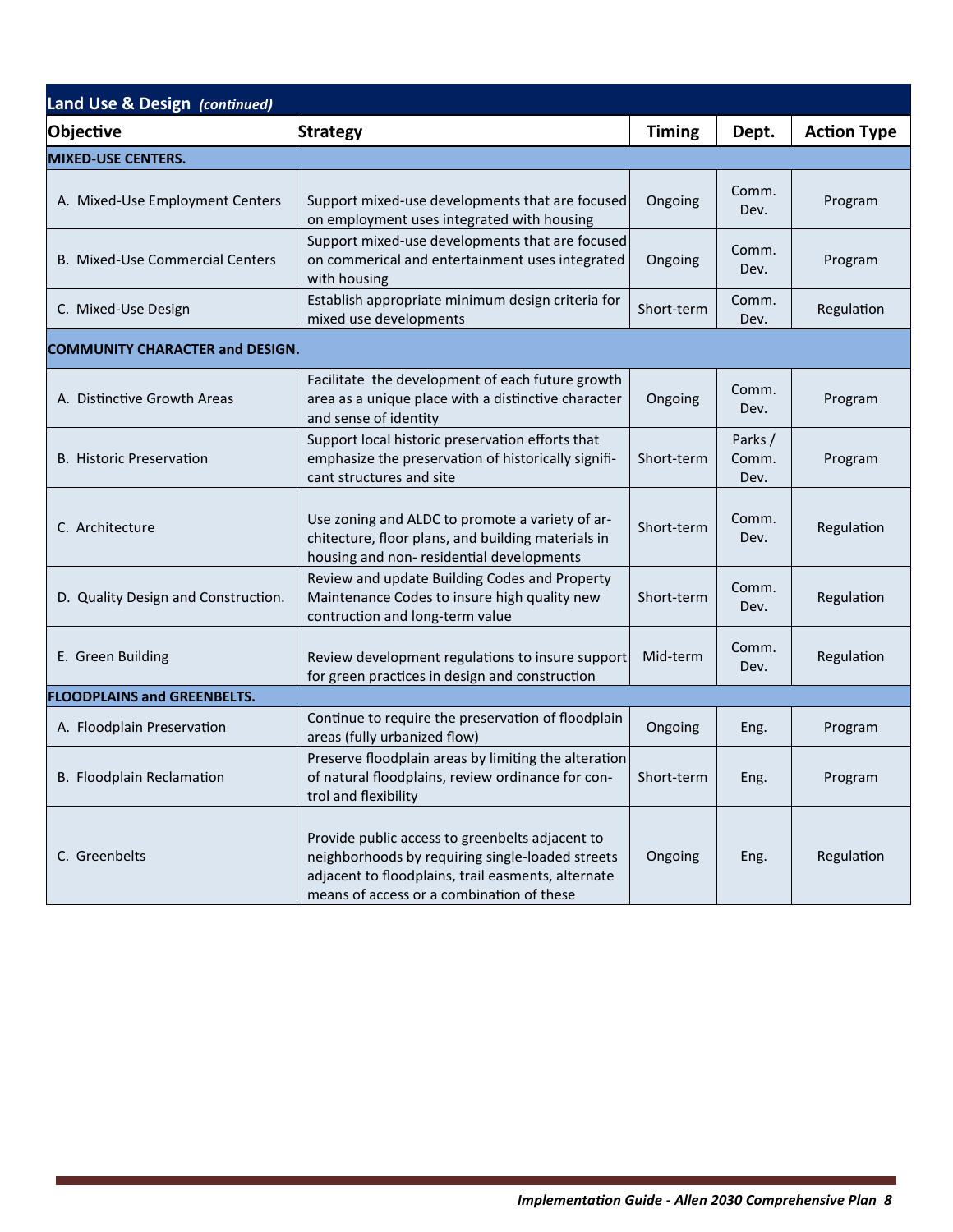## Land Use & Design *(continued)*

| Objective | Strategy | Timing | Dept. | Action Type |
|---|---|---|---|---|
| **MIXED-USE CENTERS.** | | | | |
| A. Mixed-Use Employment Centers | Support mixed-use developments that are focused on employment uses integrated with housing | Ongoing | Comm. Dev. | Program |
| B. Mixed-Use Commercial Centers | Support mixed-use developments that are focused on commerical and entertainment uses integrated with housing | Ongoing | Comm. Dev. | Program |
| C. Mixed-Use Design | Establish appropriate minimum design criteria for mixed use developments | Short-term | Comm. Dev. | Regulation |
| **COMMUNITY CHARACTER and DESIGN.** | | | | |
| A. Distinctive Growth Areas | Facilitate the development of each future growth area as a unique place with a distinctive character and sense of identity | Ongoing | Comm. Dev. | Program |
| B. Historic Preservation | Support local historic preservation efforts that emphasize the preservation of historically significant structures and site | Short-term | Parks / Comm. Dev. | Program |
| C. Architecture | Use zoning and ALDC to promote a variety of architecture, floor plans, and building materials in housing and non- residential developments | Short-term | Comm. Dev. | Regulation |
| D. Quality Design and Construction. | Review and update Building Codes and Property Maintenance Codes to insure high quality new contruction and long-term value | Short-term | Comm. Dev. | Regulation |
| E. Green Building | Review development regulations to insure support for green practices in design and construction | Mid-term | Comm. Dev. | Regulation |
| **FLOODPLAINS and GREENBELTS.** | | | | |
| A. Floodplain Preservation | Continue to require the preservation of floodplain areas (fully urbanized flow) | Ongoing | Eng. | Program |
| B. Floodplain Reclamation | Preserve floodplain areas by limiting the alteration of natural floodplains, review ordinance for control and flexibility | Short-term | Eng. | Program |
| C. Greenbelts | Provide public access to greenbelts adjacent to neighborhoods by requiring single-loaded streets adjacent to floodplains, trail easments, alternate means of access or a combination of these | Ongoing | Eng. | Regulation |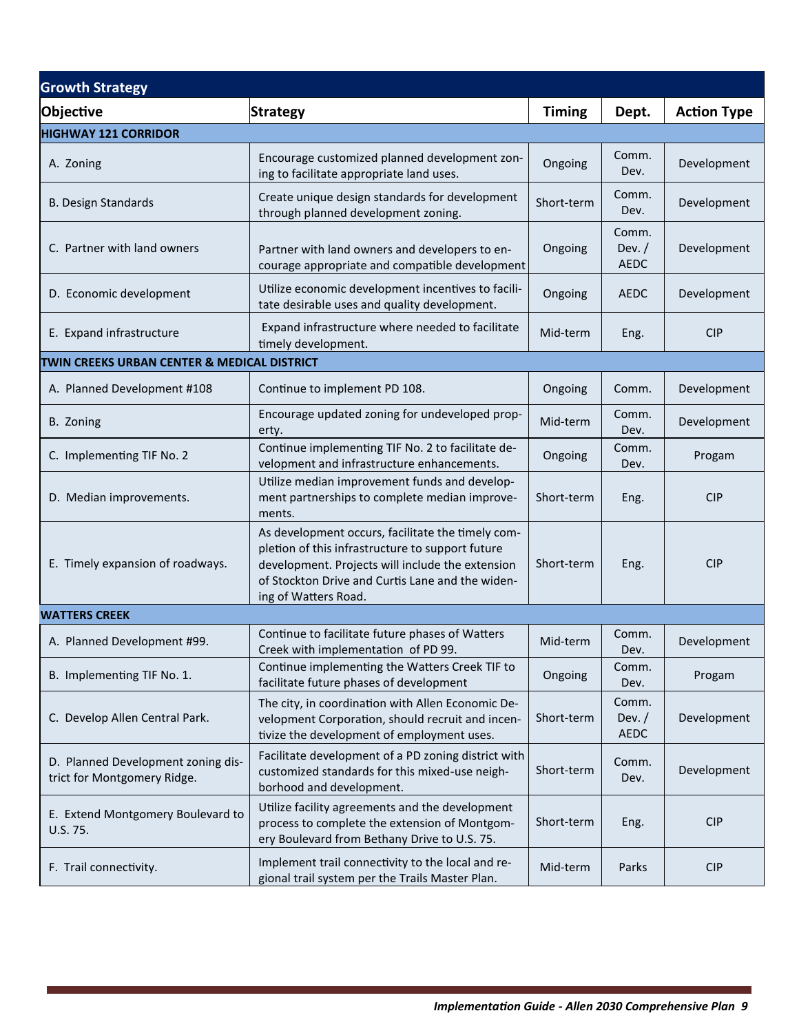## Growth Strategy

| Objective | Strategy | Timing | Dept. | Action Type |
|---|---|---|---|---|
| **HIGHWAY 121 CORRIDOR** | | | | |
| A. Zoning | Encourage customized planned development zoning to facilitate appropriate land uses. | Ongoing | Comm. Dev. | Development |
| B. Design Standards | Create unique design standards for development through planned development zoning. | Short-term | Comm. Dev. | Development |
| C. Partner with land owners | Partner with land owners and developers to encourage appropriate and compatible development | Ongoing | Comm. Dev. / AEDC | Development |
| D. Economic development | Utilize economic development incentives to facilitate desirable uses and quality development. | Ongoing | AEDC | Development |
| E. Expand infrastructure | Expand infrastructure where needed to facilitate timely development. | Mid-term | Eng. | CIP |
| **TWIN CREEKS URBAN CENTER & MEDICAL DISTRICT** | | | | |
| A. Planned Development #108 | Continue to implement PD 108. | Ongoing | Comm. | Development |
| B. Zoning | Encourage updated zoning for undeveloped property. | Mid-term | Comm. Dev. | Development |
| C. Implementing TIF No. 2 | Continue implementing TIF No. 2 to facilitate development and infrastructure enhancements. | Ongoing | Comm. Dev. | Progam |
| D. Median improvements. | Utilize median improvement funds and development partnerships to complete median improvements. | Short-term | Eng. | CIP |
| E. Timely expansion of roadways. | As development occurs, facilitate the timely completion of this infrastructure to support future development. Projects will include the extension of Stockton Drive and Curtis Lane and the widening of Watters Road. | Short-term | Eng. | CIP |
| **WATTERS CREEK** | | | | |
| A. Planned Development #99. | Continue to facilitate future phases of Watters Creek with implementation of PD 99. | Mid-term | Comm. Dev. | Development |
| B. Implementing TIF No. 1. | Continue implementing the Watters Creek TIF to facilitate future phases of development | Ongoing | Comm. Dev. | Progam |
| C. Develop Allen Central Park. | The city, in coordination with Allen Economic Development Corporation, should recruit and incentivize the development of employment uses. | Short-term | Comm. Dev. / AEDC | Development |
| D. Planned Development zoning district for Montgomery Ridge. | Facilitate development of a PD zoning district with customized standards for this mixed-use neighborhood and development. | Short-term | Comm. Dev. | Development |
| E. Extend Montgomery Boulevard to U.S. 75. | Utilize facility agreements and the development process to complete the extension of Montgomery Boulevard from Bethany Drive to U.S. 75. | Short-term | Eng. | CIP |
| F. Trail connectivity. | Implement trail connectivity to the local and regional trail system per the Trails Master Plan. | Mid-term | Parks | CIP |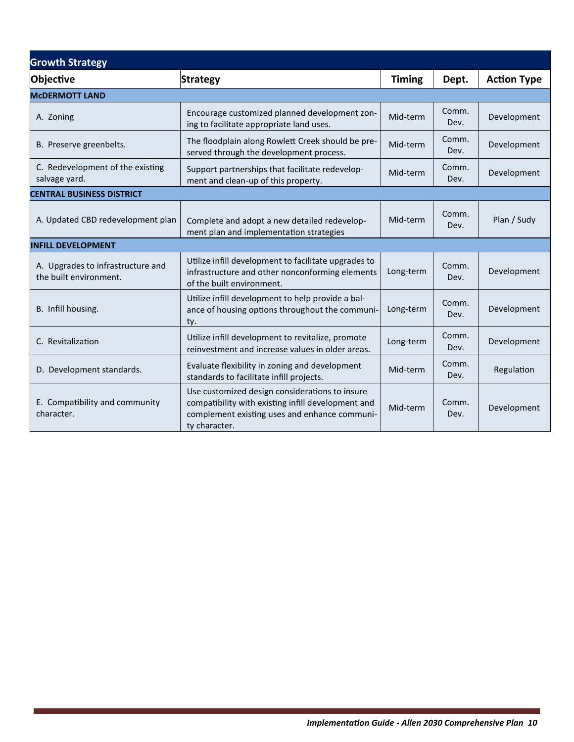| Growth Strategy | | | | |
|---|---|---|---|---|
| **Objective** | **Strategy** | **Timing** | **Dept.** | **Action Type** |
| **McDERMOTT LAND** | | | | |
| A. Zoning | Encourage customized planned development zoning to facilitate appropriate land uses. | Mid-term | Comm. Dev. | Development |
| B. Preserve greenbelts. | The floodplain along Rowlett Creek should be preserved through the development process. | Mid-term | Comm. Dev. | Development |
| C. Redevelopment of the existing salvage yard. | Support partnerships that facilitate redevelopment and clean-up of this property. | Mid-term | Comm. Dev. | Development |
| **CENTRAL BUSINESS DISTRICT** | | | | |
| A. Updated CBD redevelopment plan | Complete and adopt a new detailed redevelopment plan and implementation strategies | Mid-term | Comm. Dev. | Plan / Sudy |
| **INFILL DEVELOPMENT** | | | | |
| A. Upgrades to infrastructure and the built environment. | Utilize infill development to facilitate upgrades to infrastructure and other nonconforming elements of the built environment. | Long-term | Comm. Dev. | Development |
| B. Infill housing. | Utilize infill development to help provide a balance of housing options throughout the community. | Long-term | Comm. Dev. | Development |
| C. Revitalization | Utilize infill development to revitalize, promote reinvestment and increase values in older areas. | Long-term | Comm. Dev. | Development |
| D. Development standards. | Evaluate flexibility in zoning and development standards to facilitate infill projects. | Mid-term | Comm. Dev. | Regulation |
| E. Compatibility and community character. | Use customized design considerations to insure compatibility with existing infill development and complement existing uses and enhance community character. | Mid-term | Comm. Dev. | Development |